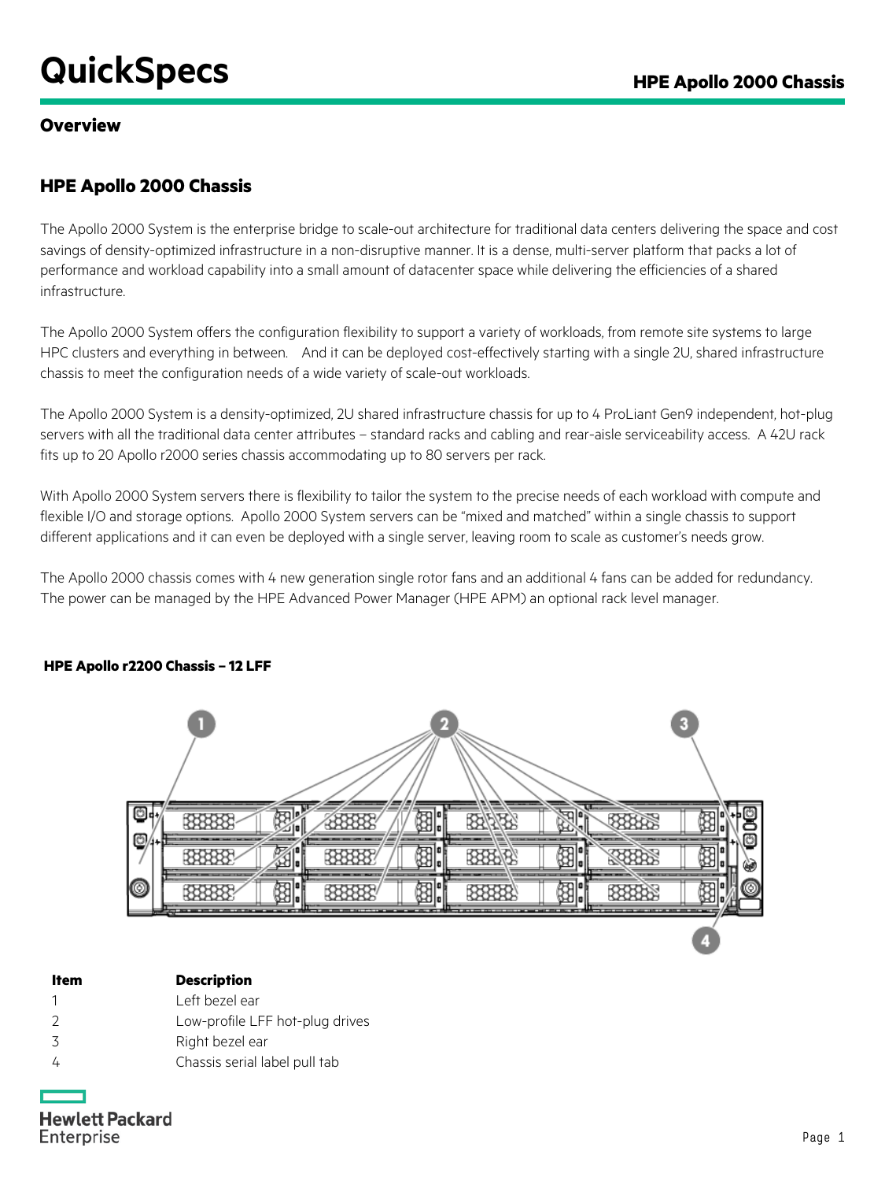# QuickSpecs

## Overview

## HPE Apollo 2000 Chassis

The Apollo 2000 System is the enterprise bridge to scale-out architecture for traditional data centers delivering the space and cost savings of density-optimized infrastructure in a non-disruptive manner. It is a dense, multi-server platform that packs a lot of performance and workload capability into a small amount of datacenter space while delivering the efficiencies of a shared infrastructure.

The Apollo 2000 System offers the configuration flexibility to support a variety of workloads, from remote site systems to large HPC clusters and everything in between. And it can be deployed cost-effectively starting with a single 2U, shared infrastructure chassis to meet the configuration needs of a wide variety of scale-out workloads.

The Apollo 2000 System is a density-optimized, 2U shared infrastructure chassis for up to 4 ProLiant Gen9 independent, hot-plug servers with all the traditional data center attributes – standard racks and cabling and rear-aisle serviceability access. A 42U rack fits up to 20 Apollo r2000 series chassis accommodating up to 80 servers per rack.

With Apollo 2000 System servers there is flexibility to tailor the system to the precise needs of each workload with compute and flexible I/O and storage options. Apollo 2000 System servers can be "mixed and matched" within a single chassis to support different applications and it can even be deployed with a single server, leaving room to scale as customer's needs grow.

The Apollo 2000 chassis comes with 4 new generation single rotor fans and an additional 4 fans can be added for redundancy. The power can be managed by the HPE Advanced Power Manager (HPE APM) an optional rack level manager.

**HPE Apollo r2200 Chassis – 12 LFF**

| Item | Description |
|---|---|
| 1 | Left bezel ear |
| 2 | Low-profile LFF hot-plug drives |
| 3 | Right bezel ear |
| 4 | Chassis serial label pull tab |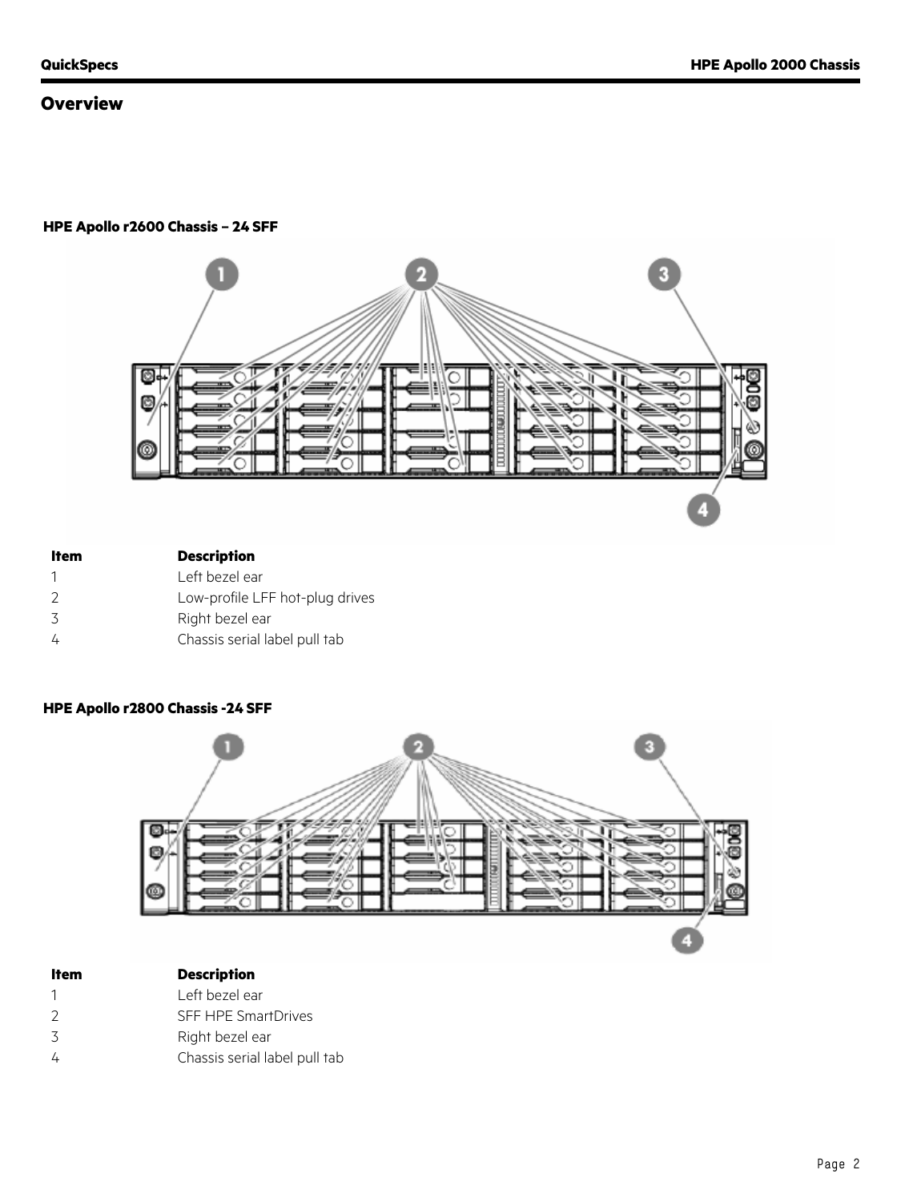## Overview

**HPE Apollo r2600 Chassis – 24 SFF**

| Item | Description |
|---|---|
| 1 | Left bezel ear |
| 2 | Low-profile LFF hot-plug drives |
| 3 | Right bezel ear |
| 4 | Chassis serial label pull tab |

**HPE Apollo r2800 Chassis -24 SFF**

| Item | Description |
|---|---|
| 1 | Left bezel ear |
| 2 | SFF HPE SmartDrives |
| 3 | Right bezel ear |
| 4 | Chassis serial label pull tab |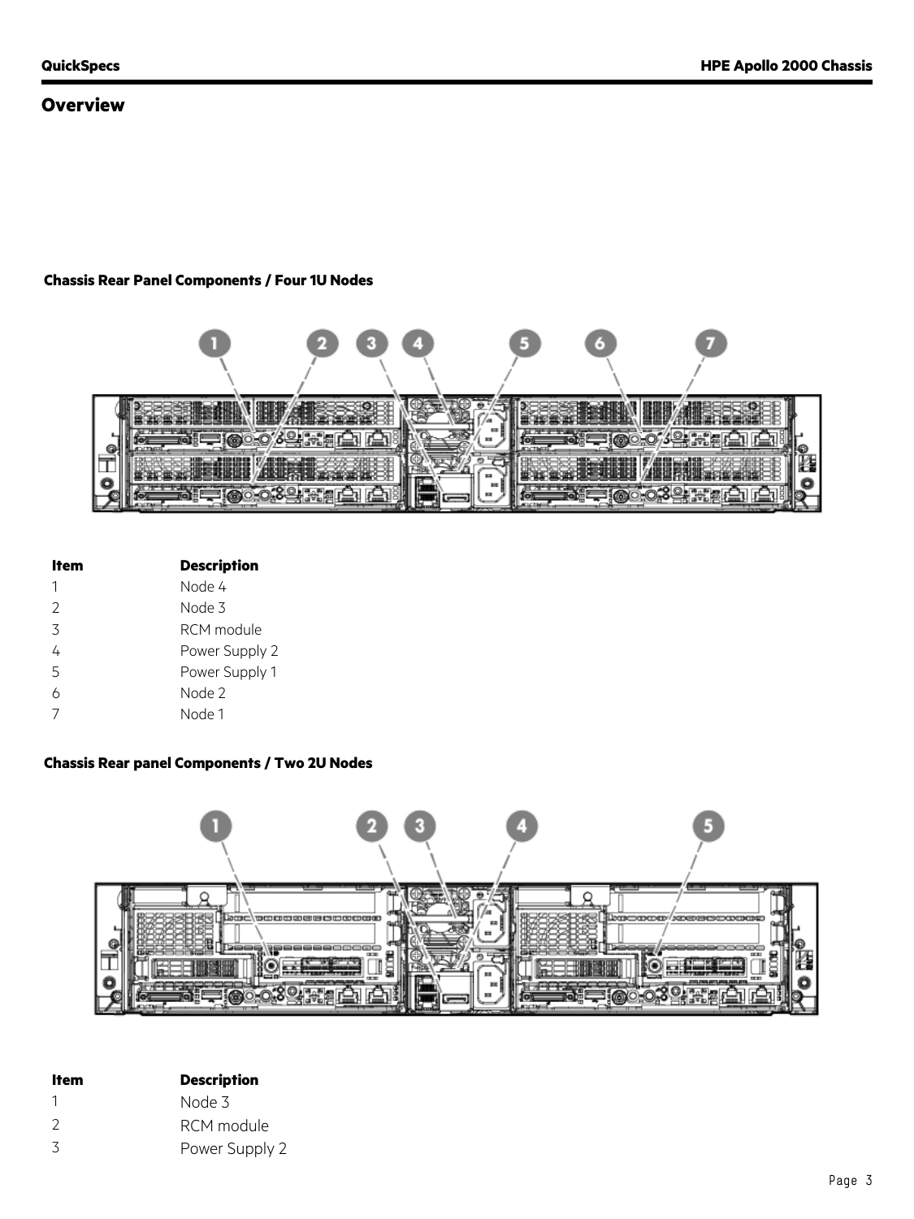## Overview

### Chassis Rear Panel Components / Four 1U Nodes

| Item | Description |
|---|---|
| 1 | Node 4 |
| 2 | Node 3 |
| 3 | RCM module |
| 4 | Power Supply 2 |
| 5 | Power Supply 1 |
| 6 | Node 2 |
| 7 | Node 1 |

### Chassis Rear panel Components / Two 2U Nodes

| Item | Description |
|---|---|
| 1 | Node 3 |
| 2 | RCM module |
| 3 | Power Supply 2 |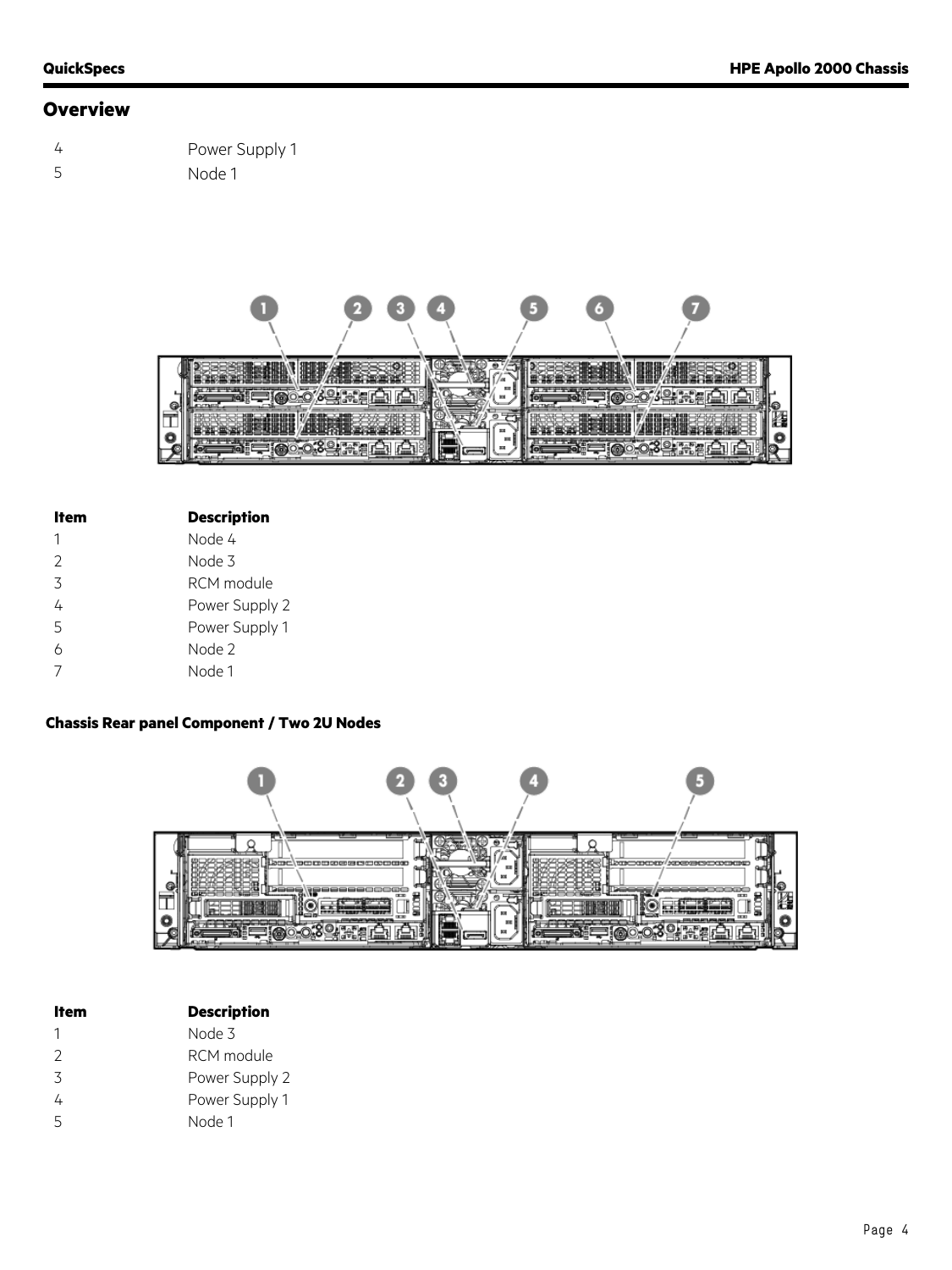## Overview

| | |
|---|---|
| 4 | Power Supply 1 |
| 5 | Node 1 |

| Item | Description |
|---|---|
| 1 | Node 4 |
| 2 | Node 3 |
| 3 | RCM module |
| 4 | Power Supply 2 |
| 5 | Power Supply 1 |
| 6 | Node 2 |
| 7 | Node 1 |

**Chassis Rear panel Component / Two 2U Nodes**

| Item | Description |
|---|---|
| 1 | Node 3 |
| 2 | RCM module |
| 3 | Power Supply 2 |
| 4 | Power Supply 1 |
| 5 | Node 1 |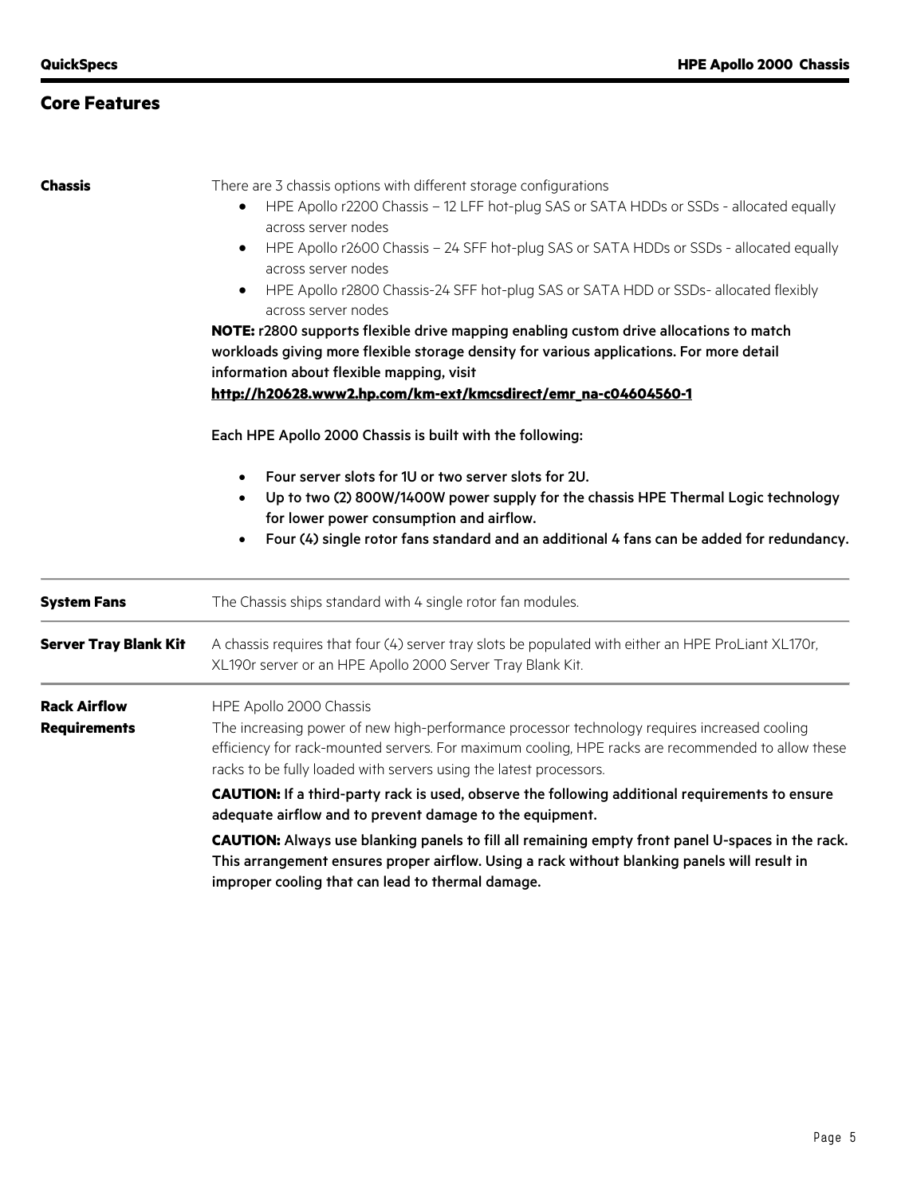## Core Features

**Chassis**

There are 3 chassis options with different storage configurations

- HPE Apollo r2200 Chassis – 12 LFF hot-plug SAS or SATA HDDs or SSDs - allocated equally across server nodes
- HPE Apollo r2600 Chassis – 24 SFF hot-plug SAS or SATA HDDs or SSDs - allocated equally across server nodes
- HPE Apollo r2800 Chassis-24 SFF hot-plug SAS or SATA HDD or SSDs- allocated flexibly across server nodes

**NOTE:** r2800 supports flexible drive mapping enabling custom drive allocations to match workloads giving more flexible storage density for various applications. For more detail information about flexible mapping, visit **http://h20628.www2.hp.com/km-ext/kmcsdirect/emr_na-c04604560-1**

Each HPE Apollo 2000 Chassis is built with the following:

- Four server slots for 1U or two server slots for 2U.
- Up to two (2) 800W/1400W power supply for the chassis HPE Thermal Logic technology for lower power consumption and airflow.
- Four (4) single rotor fans standard and an additional 4 fans can be added for redundancy.

**System Fans**

The Chassis ships standard with 4 single rotor fan modules.

**Server Tray Blank Kit**

A chassis requires that four (4) server tray slots be populated with either an HPE ProLiant XL170r, XL190r server or an HPE Apollo 2000 Server Tray Blank Kit.

**Rack Airflow Requirements**

HPE Apollo 2000 Chassis

The increasing power of new high-performance processor technology requires increased cooling efficiency for rack-mounted servers. For maximum cooling, HPE racks are recommended to allow these racks to be fully loaded with servers using the latest processors.

**CAUTION:** If a third-party rack is used, observe the following additional requirements to ensure adequate airflow and to prevent damage to the equipment.

**CAUTION:** Always use blanking panels to fill all remaining empty front panel U-spaces in the rack. This arrangement ensures proper airflow. Using a rack without blanking panels will result in improper cooling that can lead to thermal damage.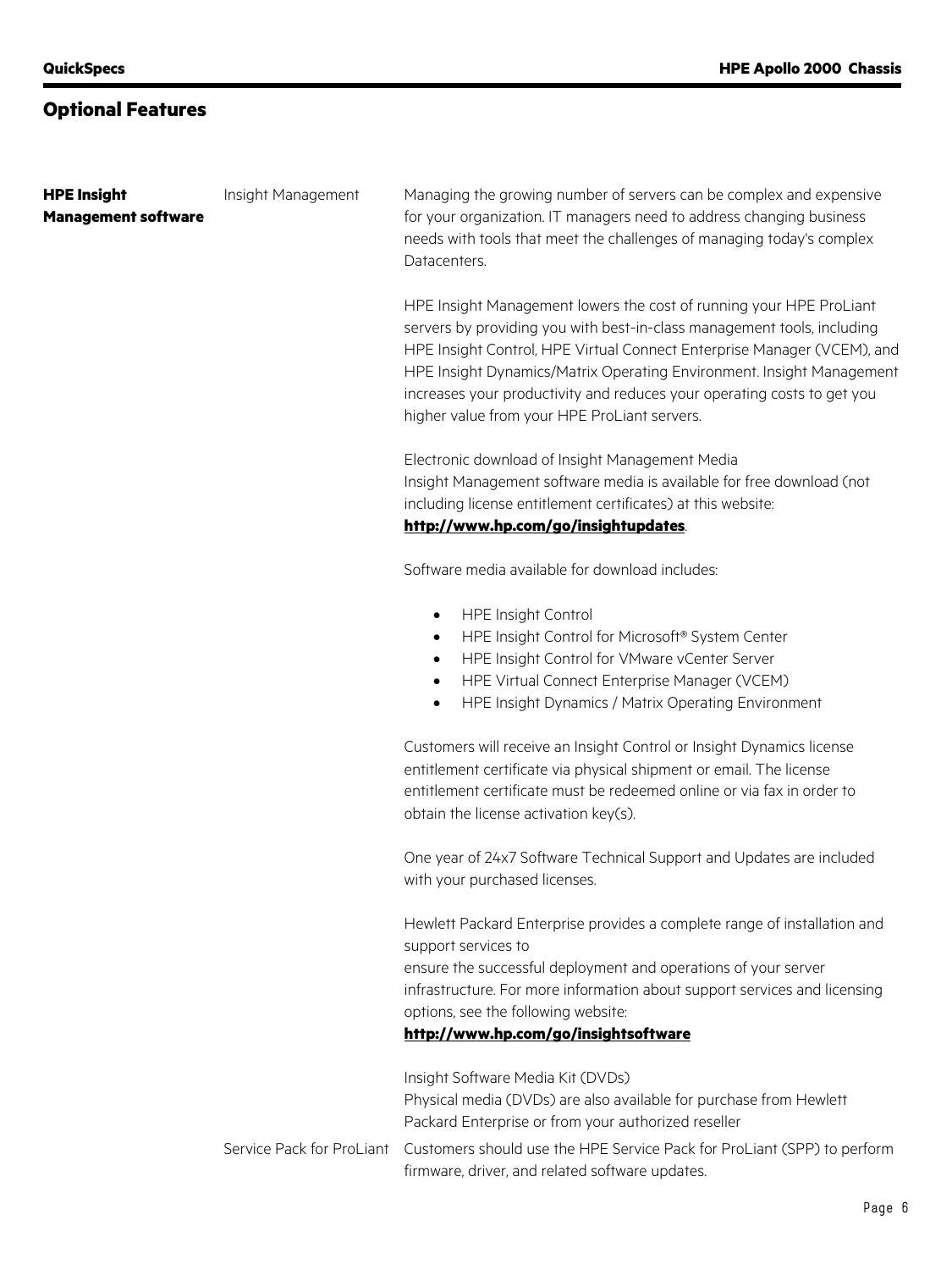## Optional Features

**HPE Insight Management software**

**Insight Management**

Managing the growing number of servers can be complex and expensive for your organization. IT managers need to address changing business needs with tools that meet the challenges of managing today's complex Datacenters.

HPE Insight Management lowers the cost of running your HPE ProLiant servers by providing you with best-in-class management tools, including HPE Insight Control, HPE Virtual Connect Enterprise Manager (VCEM), and HPE Insight Dynamics/Matrix Operating Environment. Insight Management increases your productivity and reduces your operating costs to get you higher value from your HPE ProLiant servers.

Electronic download of Insight Management Media
Insight Management software media is available for free download (not including license entitlement certificates) at this website:
**http://www.hp.com/go/insightupdates**.

Software media available for download includes:

- HPE Insight Control
- HPE Insight Control for Microsoft® System Center
- HPE Insight Control for VMware vCenter Server
- HPE Virtual Connect Enterprise Manager (VCEM)
- HPE Insight Dynamics / Matrix Operating Environment

Customers will receive an Insight Control or Insight Dynamics license entitlement certificate via physical shipment or email. The license entitlement certificate must be redeemed online or via fax in order to obtain the license activation key(s).

One year of 24x7 Software Technical Support and Updates are included with your purchased licenses.

Hewlett Packard Enterprise provides a complete range of installation and support services to
ensure the successful deployment and operations of your server infrastructure. For more information about support services and licensing options, see the following website:
**http://www.hp.com/go/insightsoftware**

Insight Software Media Kit (DVDs)
Physical media (DVDs) are also available for purchase from Hewlett Packard Enterprise or from your authorized reseller

**Service Pack for ProLiant**

Customers should use the HPE Service Pack for ProLiant (SPP) to perform firmware, driver, and related software updates.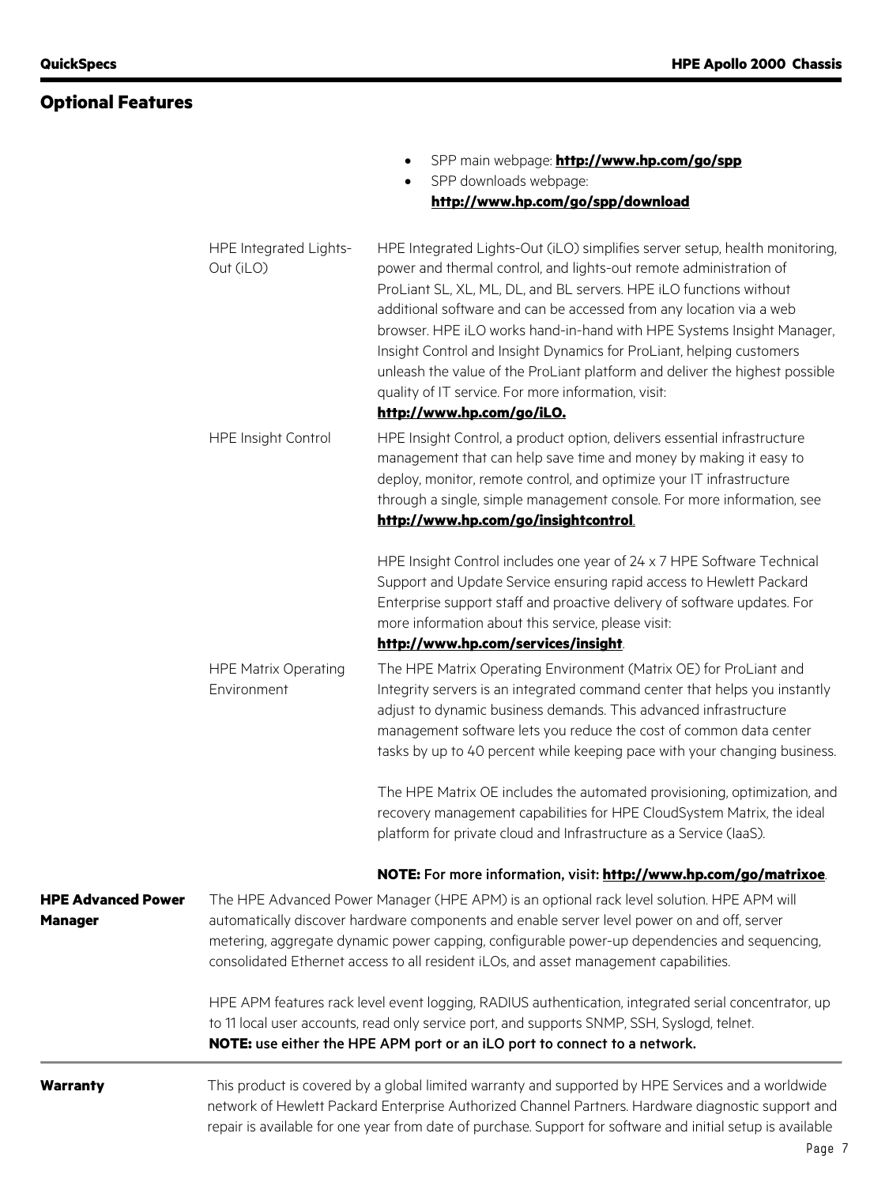## Optional Features

- SPP main webpage: **http://www.hp.com/go/spp**
- SPP downloads webpage: **http://www.hp.com/go/spp/download**

| | |
|---|---|
| HPE Integrated Lights-Out (iLO) | HPE Integrated Lights-Out (iLO) simplifies server setup, health monitoring, power and thermal control, and lights-out remote administration of ProLiant SL, XL, ML, DL, and BL servers. HPE iLO functions without additional software and can be accessed from any location via a web browser. HPE iLO works hand-in-hand with HPE Systems Insight Manager, Insight Control and Insight Dynamics for ProLiant, helping customers unleash the value of the ProLiant platform and deliver the highest possible quality of IT service. For more information, visit: **http://www.hp.com/go/iLO.** |
| HPE Insight Control | HPE Insight Control, a product option, delivers essential infrastructure management that can help save time and money by making it easy to deploy, monitor, remote control, and optimize your IT infrastructure through a single, simple management console. For more information, see **http://www.hp.com/go/insightcontrol**.<br><br>HPE Insight Control includes one year of 24 x 7 HPE Software Technical Support and Update Service ensuring rapid access to Hewlett Packard Enterprise support staff and proactive delivery of software updates. For more information about this service, please visit: **http://www.hp.com/services/insight**. |
| HPE Matrix Operating Environment | The HPE Matrix Operating Environment (Matrix OE) for ProLiant and Integrity servers is an integrated command center that helps you instantly adjust to dynamic business demands. This advanced infrastructure management software lets you reduce the cost of common data center tasks by up to 40 percent while keeping pace with your changing business.<br><br>The HPE Matrix OE includes the automated provisioning, optimization, and recovery management capabilities for HPE CloudSystem Matrix, the ideal platform for private cloud and Infrastructure as a Service (IaaS).<br><br>**NOTE:** For more information, visit: **http://www.hp.com/go/matrixoe**. |

**HPE Advanced Power Manager**

The HPE Advanced Power Manager (HPE APM) is an optional rack level solution. HPE APM will automatically discover hardware components and enable server level power on and off, server metering, aggregate dynamic power capping, configurable power-up dependencies and sequencing, consolidated Ethernet access to all resident iLOs, and asset management capabilities.

HPE APM features rack level event logging, RADIUS authentication, integrated serial concentrator, up to 11 local user accounts, read only service port, and supports SNMP, SSH, Syslogd, telnet.
**NOTE: use either the HPE APM port or an iLO port to connect to a network.**

**Warranty**

This product is covered by a global limited warranty and supported by HPE Services and a worldwide network of Hewlett Packard Enterprise Authorized Channel Partners. Hardware diagnostic support and repair is available for one year from date of purchase. Support for software and initial setup is available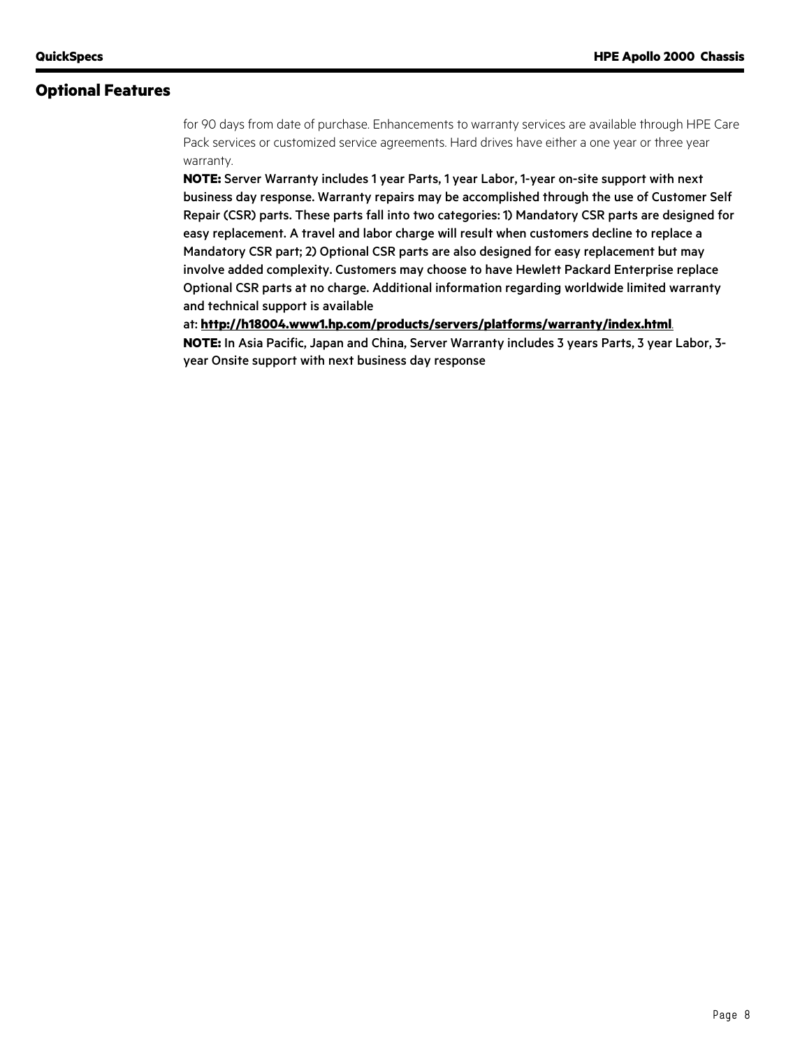## Optional Features

for 90 days from date of purchase. Enhancements to warranty services are available through HPE Care Pack services or customized service agreements. Hard drives have either a one year or three year warranty.

**NOTE:** Server Warranty includes 1 year Parts, 1 year Labor, 1-year on-site support with next business day response. Warranty repairs may be accomplished through the use of Customer Self Repair (CSR) parts. These parts fall into two categories: 1) Mandatory CSR parts are designed for easy replacement. A travel and labor charge will result when customers decline to replace a Mandatory CSR part; 2) Optional CSR parts are also designed for easy replacement but may involve added complexity. Customers may choose to have Hewlett Packard Enterprise replace Optional CSR parts at no charge. Additional information regarding worldwide limited warranty and technical support is available at: **http://h18004.www1.hp.com/products/servers/platforms/warranty/index.html**.

**NOTE:** In Asia Pacific, Japan and China, Server Warranty includes 3 years Parts, 3 year Labor, 3-year Onsite support with next business day response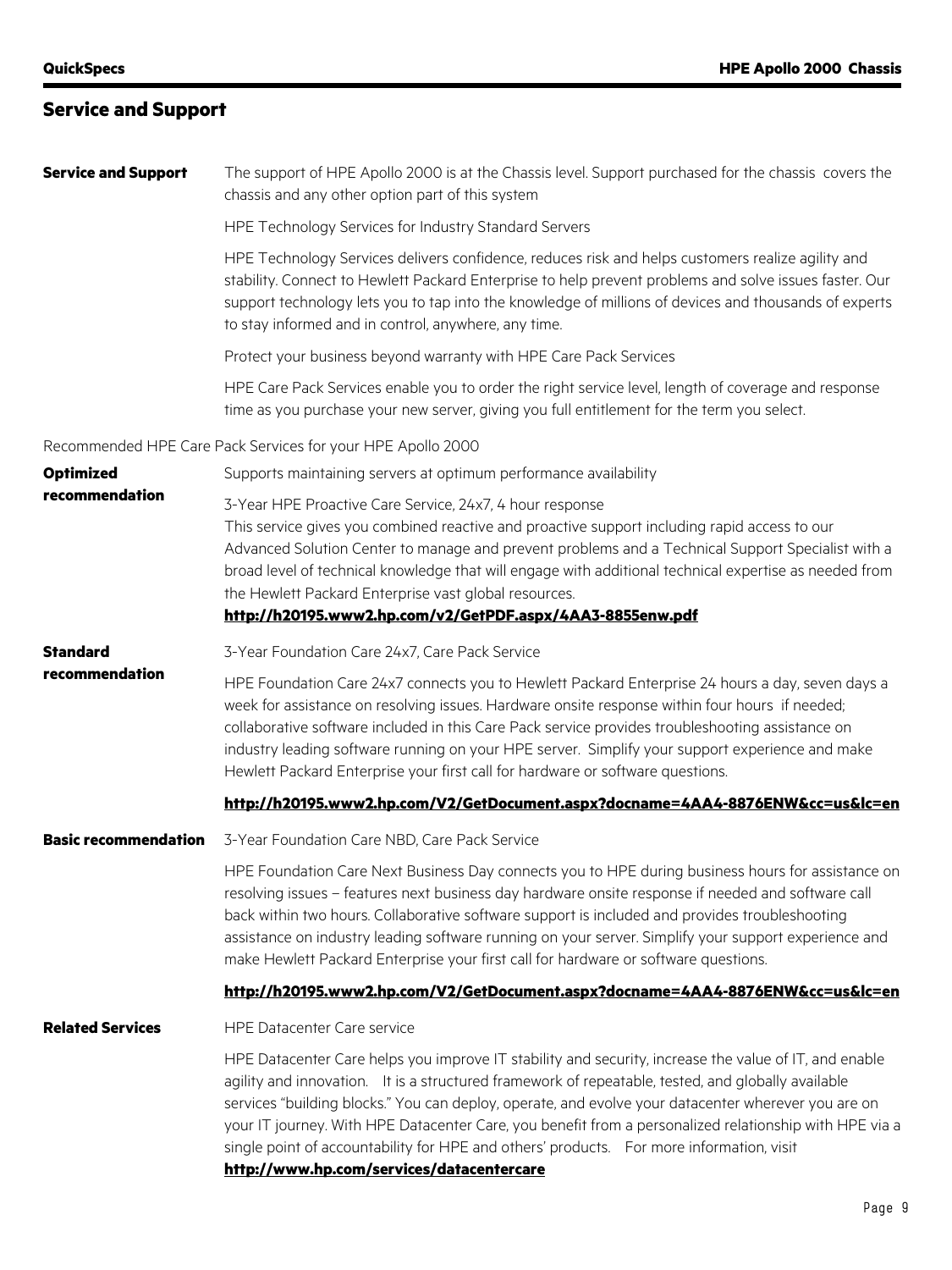## Service and Support

**Service and Support**

The support of HPE Apollo 2000 is at the Chassis level. Support purchased for the chassis covers the chassis and any other option part of this system

HPE Technology Services for Industry Standard Servers

HPE Technology Services delivers confidence, reduces risk and helps customers realize agility and stability. Connect to Hewlett Packard Enterprise to help prevent problems and solve issues faster. Our support technology lets you to tap into the knowledge of millions of devices and thousands of experts to stay informed and in control, anywhere, any time.

Protect your business beyond warranty with HPE Care Pack Services

HPE Care Pack Services enable you to order the right service level, length of coverage and response time as you purchase your new server, giving you full entitlement for the term you select.

Recommended HPE Care Pack Services for your HPE Apollo 2000

**Optimized recommendation**

Supports maintaining servers at optimum performance availability

3-Year HPE Proactive Care Service, 24x7, 4 hour response
This service gives you combined reactive and proactive support including rapid access to our Advanced Solution Center to manage and prevent problems and a Technical Support Specialist with a broad level of technical knowledge that will engage with additional technical expertise as needed from the Hewlett Packard Enterprise vast global resources.
**http://h20195.www2.hp.com/v2/GetPDF.aspx/4AA3-8855enw.pdf**

**Standard recommendation**

3-Year Foundation Care 24x7, Care Pack Service

HPE Foundation Care 24x7 connects you to Hewlett Packard Enterprise 24 hours a day, seven days a week for assistance on resolving issues. Hardware onsite response within four hours if needed; collaborative software included in this Care Pack service provides troubleshooting assistance on industry leading software running on your HPE server. Simplify your support experience and make Hewlett Packard Enterprise your first call for hardware or software questions.

**http://h20195.www2.hp.com/V2/GetDocument.aspx?docname=4AA4-8876ENW&cc=us&lc=en**

**Basic recommendation**

3-Year Foundation Care NBD, Care Pack Service

HPE Foundation Care Next Business Day connects you to HPE during business hours for assistance on resolving issues – features next business day hardware onsite response if needed and software call back within two hours. Collaborative software support is included and provides troubleshooting assistance on industry leading software running on your server. Simplify your support experience and make Hewlett Packard Enterprise your first call for hardware or software questions.

**http://h20195.www2.hp.com/V2/GetDocument.aspx?docname=4AA4-8876ENW&cc=us&lc=en**

**Related Services**

HPE Datacenter Care service

HPE Datacenter Care helps you improve IT stability and security, increase the value of IT, and enable agility and innovation. It is a structured framework of repeatable, tested, and globally available services "building blocks." You can deploy, operate, and evolve your datacenter wherever you are on your IT journey. With HPE Datacenter Care, you benefit from a personalized relationship with HPE via a single point of accountability for HPE and others' products. For more information, visit
**http://www.hp.com/services/datacentercare**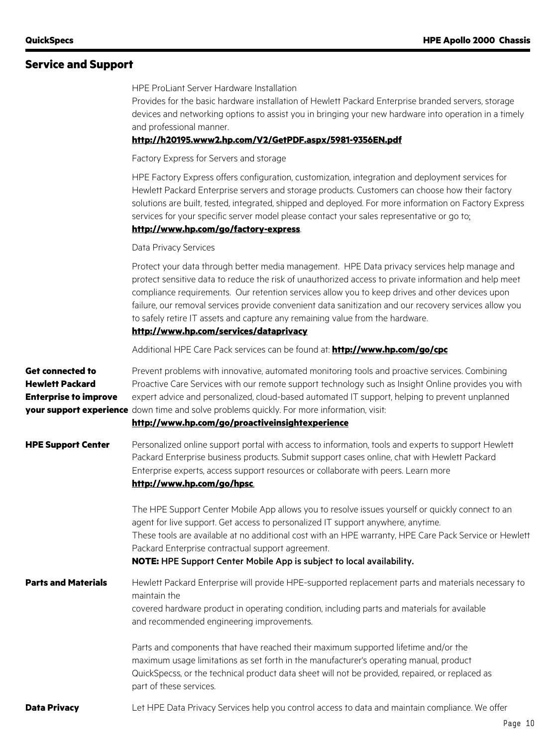## Service and Support

HPE ProLiant Server Hardware Installation

Provides for the basic hardware installation of Hewlett Packard Enterprise branded servers, storage devices and networking options to assist you in bringing your new hardware into operation in a timely and professional manner.

**http://h20195.www2.hp.com/V2/GetPDF.aspx/5981-9356EN.pdf**

Factory Express for Servers and storage

HPE Factory Express offers configuration, customization, integration and deployment services for Hewlett Packard Enterprise servers and storage products. Customers can choose how their factory solutions are built, tested, integrated, shipped and deployed. For more information on Factory Express services for your specific server model please contact your sales representative or go to: **http://www.hp.com/go/factory-express**.

Data Privacy Services

Protect your data through better media management. HPE Data privacy services help manage and protect sensitive data to reduce the risk of unauthorized access to private information and help meet compliance requirements. Our retention services allow you to keep drives and other devices upon failure, our removal services provide convenient data sanitization and our recovery services allow you to safely retire IT assets and capture any remaining value from the hardware.

**http://www.hp.com/services/dataprivacy**

Additional HPE Care Pack services can be found at: **http://www.hp.com/go/cpc**

**Get connected to Hewlett Packard Enterprise to improve your support experience**

Prevent problems with innovative, automated monitoring tools and proactive services. Combining Proactive Care Services with our remote support technology such as Insight Online provides you with expert advice and personalized, cloud-based automated IT support, helping to prevent unplanned down time and solve problems quickly. For more information, visit:

**http://www.hp.com/go/proactiveinsightexperience**

**HPE Support Center**

Personalized online support portal with access to information, tools and experts to support Hewlett Packard Enterprise business products. Submit support cases online, chat with Hewlett Packard Enterprise experts, access support resources or collaborate with peers. Learn more **http://www.hp.com/go/hpsc**.

The HPE Support Center Mobile App allows you to resolve issues yourself or quickly connect to an agent for live support. Get access to personalized IT support anywhere, anytime.

These tools are available at no additional cost with an HPE warranty, HPE Care Pack Service or Hewlett Packard Enterprise contractual support agreement.

**NOTE:** HPE Support Center Mobile App is subject to local availability.

**Parts and Materials**

Hewlett Packard Enterprise will provide HPE-supported replacement parts and materials necessary to maintain the covered hardware product in operating condition, including parts and materials for available and recommended engineering improvements.

Parts and components that have reached their maximum supported lifetime and/or the maximum usage limitations as set forth in the manufacturer's operating manual, product QuickSpecss, or the technical product data sheet will not be provided, repaired, or replaced as part of these services.

**Data Privacy**

Let HPE Data Privacy Services help you control access to data and maintain compliance. We offer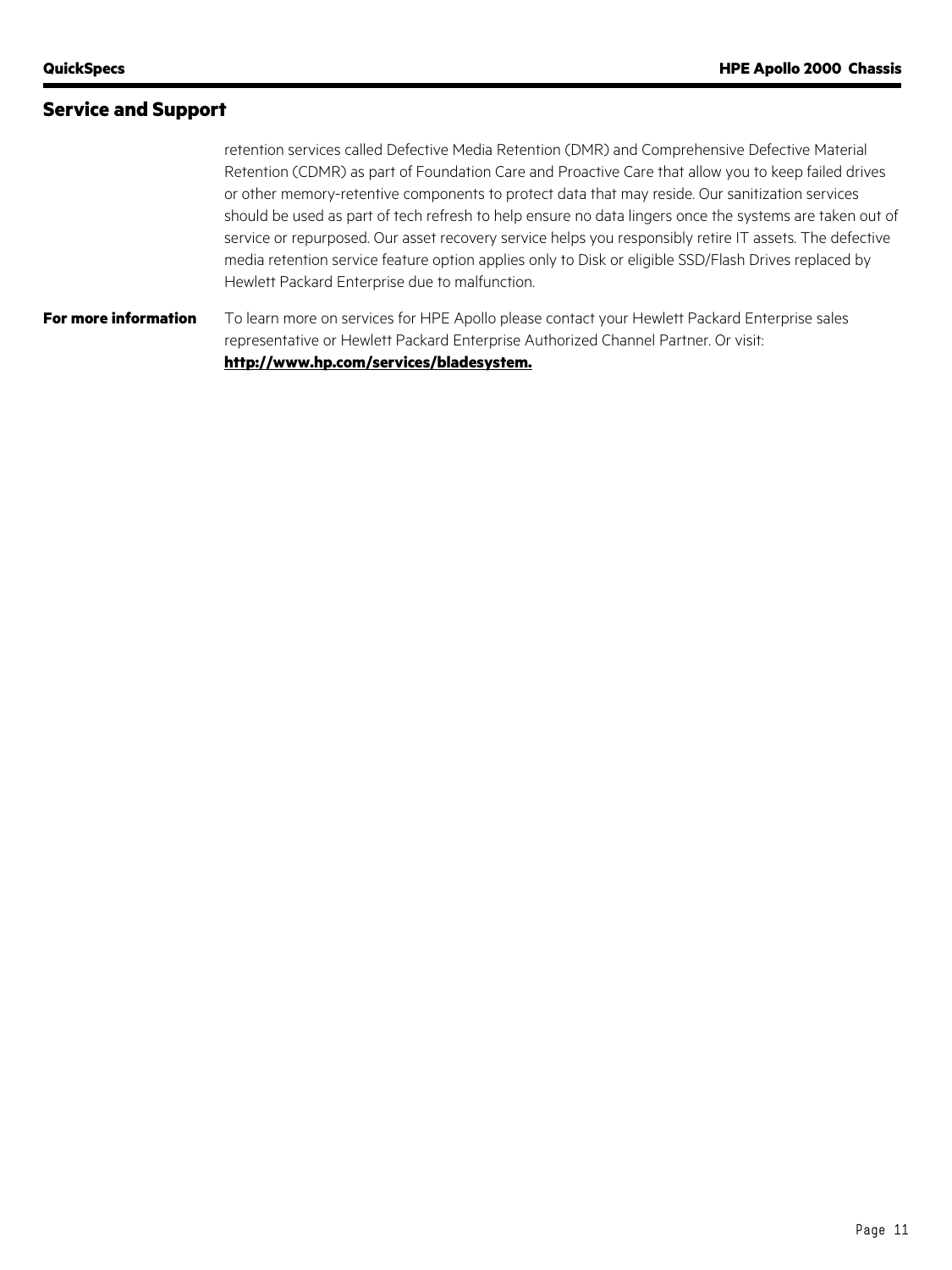## Service and Support

retention services called Defective Media Retention (DMR) and Comprehensive Defective Material Retention (CDMR) as part of Foundation Care and Proactive Care that allow you to keep failed drives or other memory-retentive components to protect data that may reside. Our sanitization services should be used as part of tech refresh to help ensure no data lingers once the systems are taken out of service or repurposed. Our asset recovery service helps you responsibly retire IT assets. The defective media retention service feature option applies only to Disk or eligible SSD/Flash Drives replaced by Hewlett Packard Enterprise due to malfunction.

**For more information**

To learn more on services for HPE Apollo please contact your Hewlett Packard Enterprise sales representative or Hewlett Packard Enterprise Authorized Channel Partner. Or visit: **http://www.hp.com/services/bladesystem.**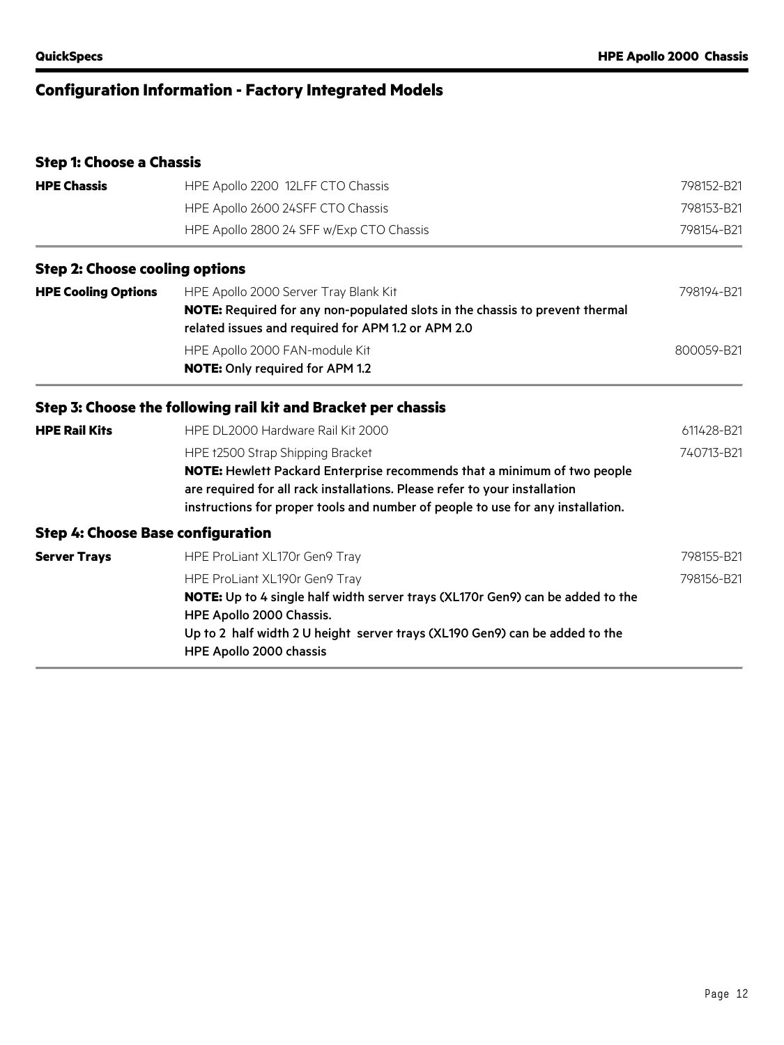## Configuration Information - Factory Integrated Models

### Step 1: Choose a Chassis

| | | |
|---|---|---|
| **HPE Chassis** | HPE Apollo 2200 12LFF CTO Chassis | 798152-B21 |
| | HPE Apollo 2600 24SFF CTO Chassis | 798153-B21 |
| | HPE Apollo 2800 24 SFF w/Exp CTO Chassis | 798154-B21 |

### Step 2: Choose cooling options

| | | |
|---|---|---|
| **HPE Cooling Options** | HPE Apollo 2000 Server Tray Blank Kit<br>**NOTE:** Required for any non-populated slots in the chassis to prevent thermal related issues and required for APM 1.2 or APM 2.0 | 798194-B21 |
| | HPE Apollo 2000 FAN-module Kit<br>**NOTE:** Only required for APM 1.2 | 800059-B21 |

### Step 3: Choose the following rail kit and Bracket per chassis

| | | |
|---|---|---|
| **HPE Rail Kits** | HPE DL2000 Hardware Rail Kit 2000 | 611428-B21 |
| | HPE t2500 Strap Shipping Bracket<br>**NOTE:** Hewlett Packard Enterprise recommends that a minimum of two people are required for all rack installations. Please refer to your installation instructions for proper tools and number of people to use for any installation. | 740713-B21 |

### Step 4: Choose Base configuration

| | | |
|---|---|---|
| **Server Trays** | HPE ProLiant XL170r Gen9 Tray | 798155-B21 |
| | HPE ProLiant XL190r Gen9 Tray<br>**NOTE:** Up to 4 single half width server trays (XL170r Gen9) can be added to the HPE Apollo 2000 Chassis.<br>Up to 2 half width 2 U height server trays (XL190 Gen9) can be added to the HPE Apollo 2000 chassis | 798156-B21 |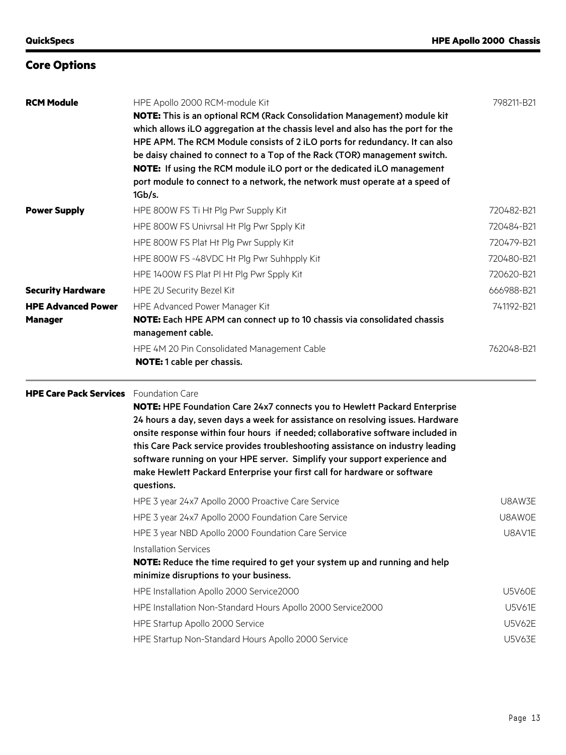## Core Options

| | | |
|---|---|---|
| **RCM Module** | HPE Apollo 2000 RCM-module Kit<br>**NOTE:** This is an optional RCM (Rack Consolidation Management) module kit which allows iLO aggregation at the chassis level and also has the port for the HPE APM. The RCM Module consists of 2 iLO ports for redundancy. It can also be daisy chained to connect to a Top of the Rack (TOR) management switch.<br>**NOTE:** If using the RCM module iLO port or the dedicated iLO management port module to connect to a network, the network must operate at a speed of 1Gb/s. | 798211-B21 |
| **Power Supply** | HPE 800W FS Ti Ht Plg Pwr Supply Kit | 720482-B21 |
| | HPE 800W FS Univrsal Ht Plg Pwr Spply Kit | 720484-B21 |
| | HPE 800W FS Plat Ht Plg Pwr Supply Kit | 720479-B21 |
| | HPE 800W FS -48VDC Ht Plg Pwr Suhhpply Kit | 720480-B21 |
| | HPE 1400W FS Plat Pl Ht Plg Pwr Spply Kit | 720620-B21 |
| **Security Hardware** | HPE 2U Security Bezel Kit | 666988-B21 |
| **HPE Advanced Power Manager** | HPE Advanced Power Manager Kit<br>**NOTE:** Each HPE APM can connect up to 10 chassis via consolidated chassis management cable. | 741192-B21 |
| | HPE 4M 20 Pin Consolidated Management Cable<br>**NOTE:** 1 cable per chassis. | 762048-B21 |
| **HPE Care Pack Services** | Foundation Care<br>**NOTE:** HPE Foundation Care 24x7 connects you to Hewlett Packard Enterprise 24 hours a day, seven days a week for assistance on resolving issues. Hardware onsite response within four hours if needed; collaborative software included in this Care Pack service provides troubleshooting assistance on industry leading software running on your HPE server. Simplify your support experience and make Hewlett Packard Enterprise your first call for hardware or software questions. | |
| | HPE 3 year 24x7 Apollo 2000 Proactive Care Service | U8AW3E |
| | HPE 3 year 24x7 Apollo 2000 Foundation Care Service | U8AW0E |
| | HPE 3 year NBD Apollo 2000 Foundation Care Service | U8AV1E |
| | Installation Services<br>**NOTE:** Reduce the time required to get your system up and running and help minimize disruptions to your business. | |
| | HPE Installation Apollo 2000 Service2000 | U5V60E |
| | HPE Installation Non-Standard Hours Apollo 2000 Service2000 | U5V61E |
| | HPE Startup Apollo 2000 Service | U5V62E |
| | HPE Startup Non-Standard Hours Apollo 2000 Service | U5V63E |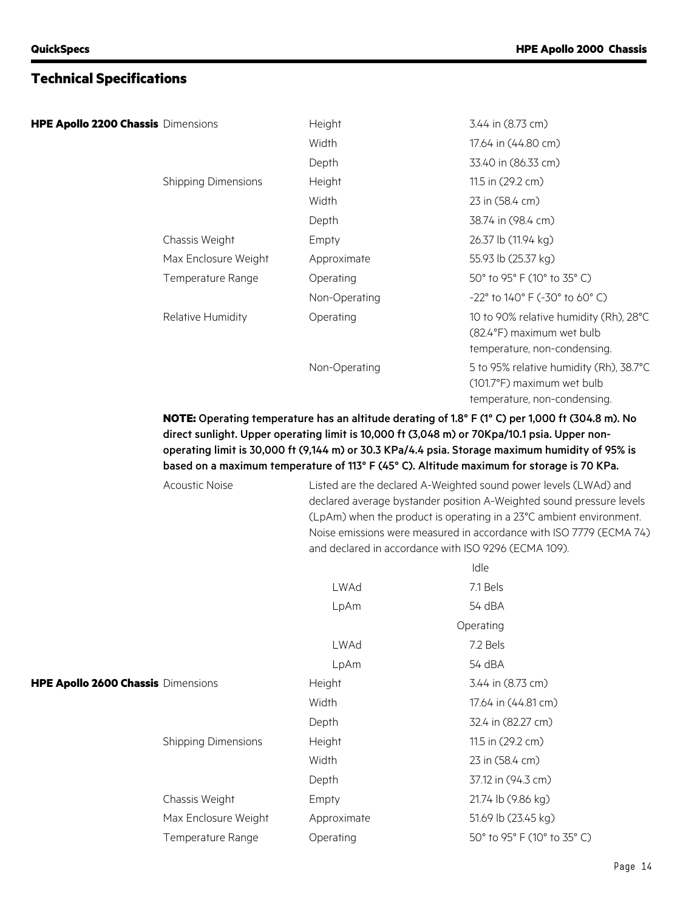## Technical Specifications

| | | | |
|---|---|---|---|
| **HPE Apollo 2200 Chassis** | Dimensions | Height | 3.44 in (8.73 cm) |
| | | Width | 17.64 in (44.80 cm) |
| | | Depth | 33.40 in (86.33 cm) |
| | Shipping Dimensions | Height | 11.5 in (29.2 cm) |
| | | Width | 23 in (58.4 cm) |
| | | Depth | 38.74 in (98.4 cm) |
| | Chassis Weight | Empty | 26.37 lb (11.94 kg) |
| | Max Enclosure Weight | Approximate | 55.93 lb (25.37 kg) |
| | Temperature Range | Operating | 50° to 95° F (10° to 35° C) |
| | | Non-Operating | -22° to 140° F (-30° to 60° C) |
| | Relative Humidity | Operating | 10 to 90% relative humidity (Rh), 28°C (82.4°F) maximum wet bulb temperature, non-condensing. |
| | | Non-Operating | 5 to 95% relative humidity (Rh), 38.7°C (101.7°F) maximum wet bulb temperature, non-condensing. |

**NOTE: Operating temperature has an altitude derating of 1.8° F (1° C) per 1,000 ft (304.8 m). No direct sunlight. Upper operating limit is 10,000 ft (3,048 m) or 70Kpa/10.1 psia. Upper non-operating limit is 30,000 ft (9,144 m) or 30.3 KPa/4.4 psia. Storage maximum humidity of 95% is based on a maximum temperature of 113° F (45° C). Altitude maximum for storage is 70 KPa.**

Acoustic Noise

Listed are the declared A-Weighted sound power levels (LWAd) and declared average bystander position A-Weighted sound pressure levels (LpAm) when the product is operating in a 23°C ambient environment. Noise emissions were measured in accordance with ISO 7779 (ECMA 74) and declared in accordance with ISO 9296 (ECMA 109).

| | Idle |
|---|---|
| LWAd | 7.1 Bels |
| LpAm | 54 dBA |
| | **Operating** |
| LWAd | 7.2 Bels |
| LpAm | 54 dBA |

| | | | |
|---|---|---|---|
| **HPE Apollo 2600 Chassis** | Dimensions | Height | 3.44 in (8.73 cm) |
| | | Width | 17.64 in (44.81 cm) |
| | | Depth | 32.4 in (82.27 cm) |
| | Shipping Dimensions | Height | 11.5 in (29.2 cm) |
| | | Width | 23 in (58.4 cm) |
| | | Depth | 37.12 in (94.3 cm) |
| | Chassis Weight | Empty | 21.74 lb (9.86 kg) |
| | Max Enclosure Weight | Approximate | 51.69 lb (23.45 kg) |
| | Temperature Range | Operating | 50° to 95° F (10° to 35° C) |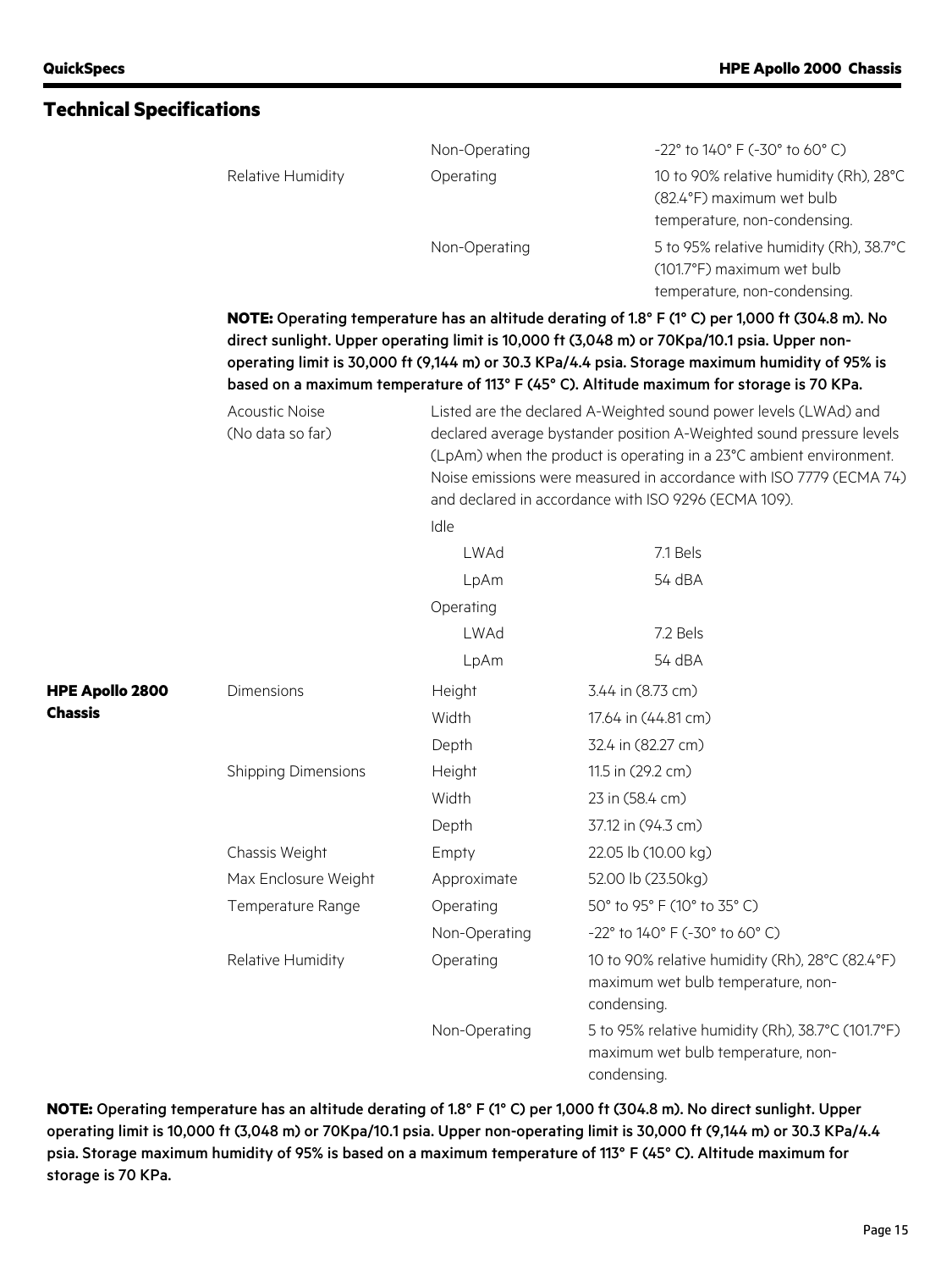## Technical Specifications

| | | | |
|---|---|---|---|
| | | Non-Operating | -22° to 140° F (-30° to 60° C) |
| | Relative Humidity | Operating | 10 to 90% relative humidity (Rh), 28°C (82.4°F) maximum wet bulb temperature, non-condensing. |
| | | Non-Operating | 5 to 95% relative humidity (Rh), 38.7°C (101.7°F) maximum wet bulb temperature, non-condensing. |

**NOTE:** Operating temperature has an altitude derating of 1.8° F (1° C) per 1,000 ft (304.8 m). No direct sunlight. Upper operating limit is 10,000 ft (3,048 m) or 70Kpa/10.1 psia. Upper non-operating limit is 30,000 ft (9,144 m) or 30.3 KPa/4.4 psia. Storage maximum humidity of 95% is based on a maximum temperature of 113° F (45° C). Altitude maximum for storage is 70 KPa.

Acoustic Noise (No data so far)

Listed are the declared A-Weighted sound power levels (LWAd) and declared average bystander position A-Weighted sound pressure levels (LpAm) when the product is operating in a 23°C ambient environment. Noise emissions were measured in accordance with ISO 7779 (ECMA 74) and declared in accordance with ISO 9296 (ECMA 109).

| | | |
|---|---|---|
| Idle | | |
| | LWAd | 7.1 Bels |
| | LpAm | 54 dBA |
| Operating | | |
| | LWAd | 7.2 Bels |
| | LpAm | 54 dBA |

| | | | |
|---|---|---|---|
| **HPE Apollo 2800 Chassis** | Dimensions | Height | 3.44 in (8.73 cm) |
| | | Width | 17.64 in (44.81 cm) |
| | | Depth | 32.4 in (82.27 cm) |
| | Shipping Dimensions | Height | 11.5 in (29.2 cm) |
| | | Width | 23 in (58.4 cm) |
| | | Depth | 37.12 in (94.3 cm) |
| | Chassis Weight | Empty | 22.05 lb (10.00 kg) |
| | Max Enclosure Weight | Approximate | 52.00 lb (23.50kg) |
| | Temperature Range | Operating | 50° to 95° F (10° to 35° C) |
| | | Non-Operating | -22° to 140° F (-30° to 60° C) |
| | Relative Humidity | Operating | 10 to 90% relative humidity (Rh), 28°C (82.4°F) maximum wet bulb temperature, non-condensing. |
| | | Non-Operating | 5 to 95% relative humidity (Rh), 38.7°C (101.7°F) maximum wet bulb temperature, non-condensing. |

**NOTE:** Operating temperature has an altitude derating of 1.8° F (1° C) per 1,000 ft (304.8 m). No direct sunlight. Upper operating limit is 10,000 ft (3,048 m) or 70Kpa/10.1 psia. Upper non-operating limit is 30,000 ft (9,144 m) or 30.3 KPa/4.4 psia. Storage maximum humidity of 95% is based on a maximum temperature of 113° F (45° C). Altitude maximum for storage is 70 KPa.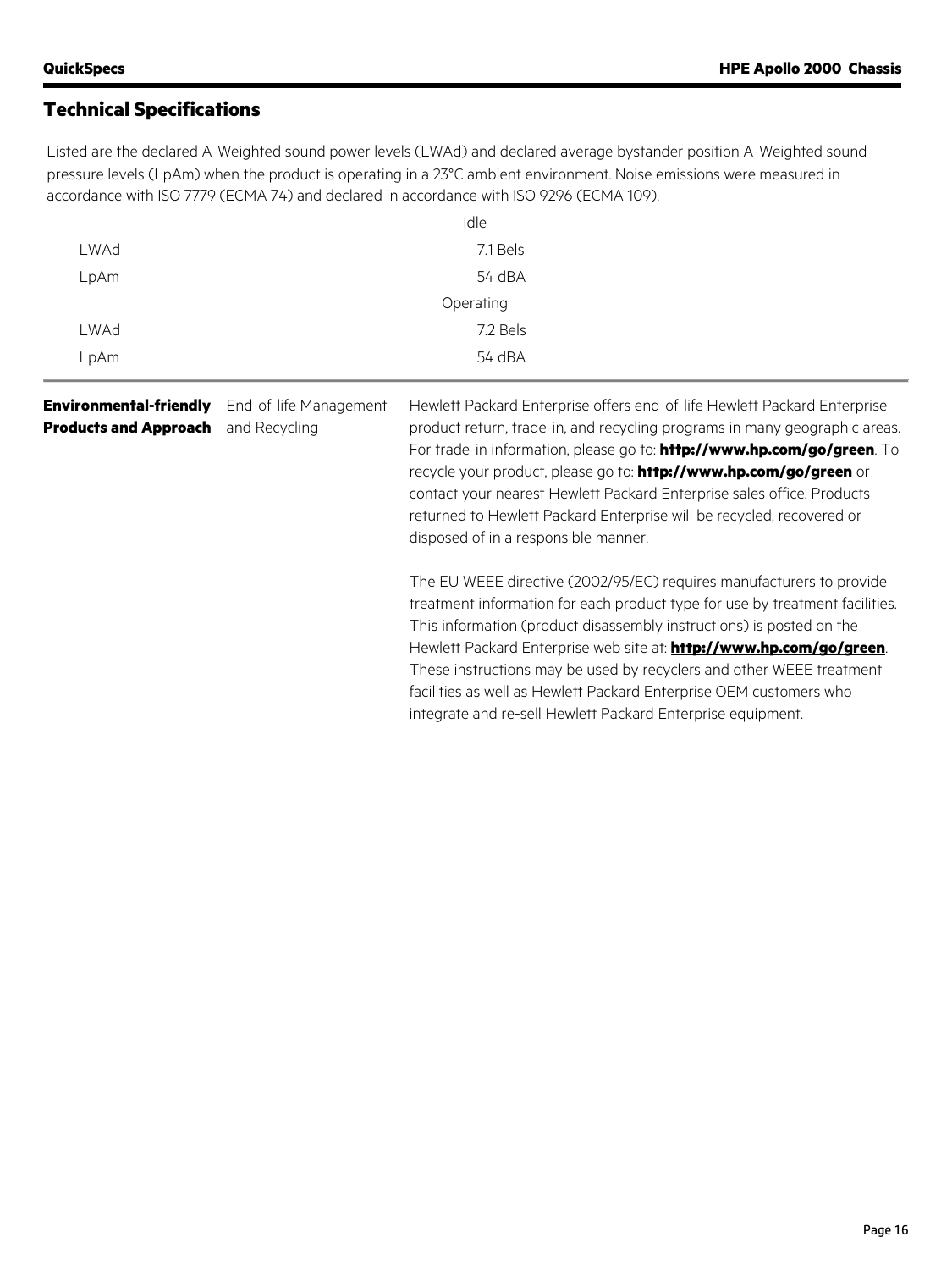## Technical Specifications

Listed are the declared A-Weighted sound power levels (LWAd) and declared average bystander position A-Weighted sound pressure levels (LpAm) when the product is operating in a 23°C ambient environment. Noise emissions were measured in accordance with ISO 7779 (ECMA 74) and declared in accordance with ISO 9296 (ECMA 109).

| | Idle |
|---|---|
| LWAd | 7.1 Bels |
| LpAm | 54 dBA |
| | Operating |
| LWAd | 7.2 Bels |
| LpAm | 54 dBA |

| **Environmental-friendly Products and Approach** | End-of-life Management and Recycling | Hewlett Packard Enterprise offers end-of-life Hewlett Packard Enterprise product return, trade-in, and recycling programs in many geographic areas. For trade-in information, please go to: **http://www.hp.com/go/green**. To recycle your product, please go to: **http://www.hp.com/go/green** or contact your nearest Hewlett Packard Enterprise sales office. Products returned to Hewlett Packard Enterprise will be recycled, recovered or disposed of in a responsible manner.<br><br>The EU WEEE directive (2002/95/EC) requires manufacturers to provide treatment information for each product type for use by treatment facilities. This information (product disassembly instructions) is posted on the Hewlett Packard Enterprise web site at: **http://www.hp.com/go/green**. These instructions may be used by recyclers and other WEEE treatment facilities as well as Hewlett Packard Enterprise OEM customers who integrate and re-sell Hewlett Packard Enterprise equipment. |
|---|---|---|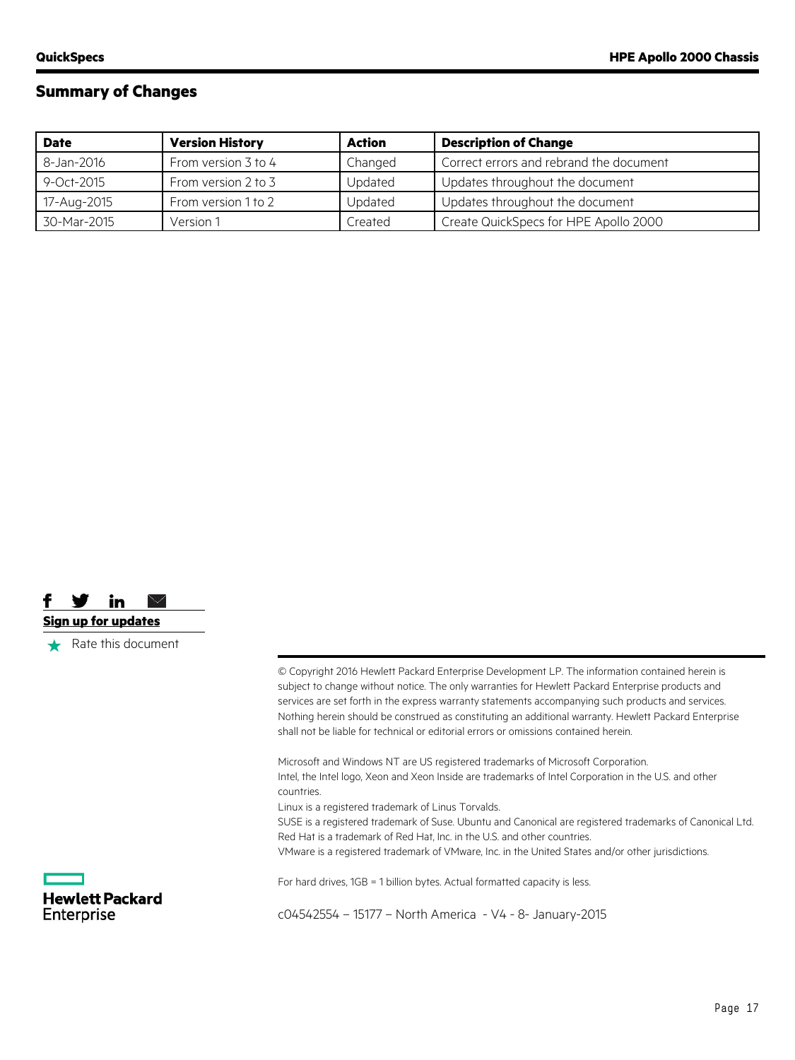## Summary of Changes

| Date | Version History | Action | Description of Change |
|---|---|---|---|
| 8-Jan-2016 | From version 3 to 4 | Changed | Correct errors and rebrand the document |
| 9-Oct-2015 | From version 2 to 3 | Updated | Updates throughout the document |
| 17-Aug-2015 | From version 1 to 2 | Updated | Updates throughout the document |
| 30-Mar-2015 | Version 1 | Created | Create QuickSpecs for HPE Apollo 2000 |

**Sign up for updates**

Rate this document

© Copyright 2016 Hewlett Packard Enterprise Development LP. The information contained herein is subject to change without notice. The only warranties for Hewlett Packard Enterprise products and services are set forth in the express warranty statements accompanying such products and services. Nothing herein should be construed as constituting an additional warranty. Hewlett Packard Enterprise shall not be liable for technical or editorial errors or omissions contained herein.

Microsoft and Windows NT are US registered trademarks of Microsoft Corporation.
Intel, the Intel logo, Xeon and Xeon Inside are trademarks of Intel Corporation in the U.S. and other countries.
Linux is a registered trademark of Linus Torvalds.
SUSE is a registered trademark of Suse. Ubuntu and Canonical are registered trademarks of Canonical Ltd.
Red Hat is a trademark of Red Hat, Inc. in the U.S. and other countries.
VMware is a registered trademark of VMware, Inc. in the United States and/or other jurisdictions.

For hard drives, 1GB = 1 billion bytes. Actual formatted capacity is less.

c04542554 – 15177 – North America - V4 - 8- January-2015

Hewlett Packard Enterprise